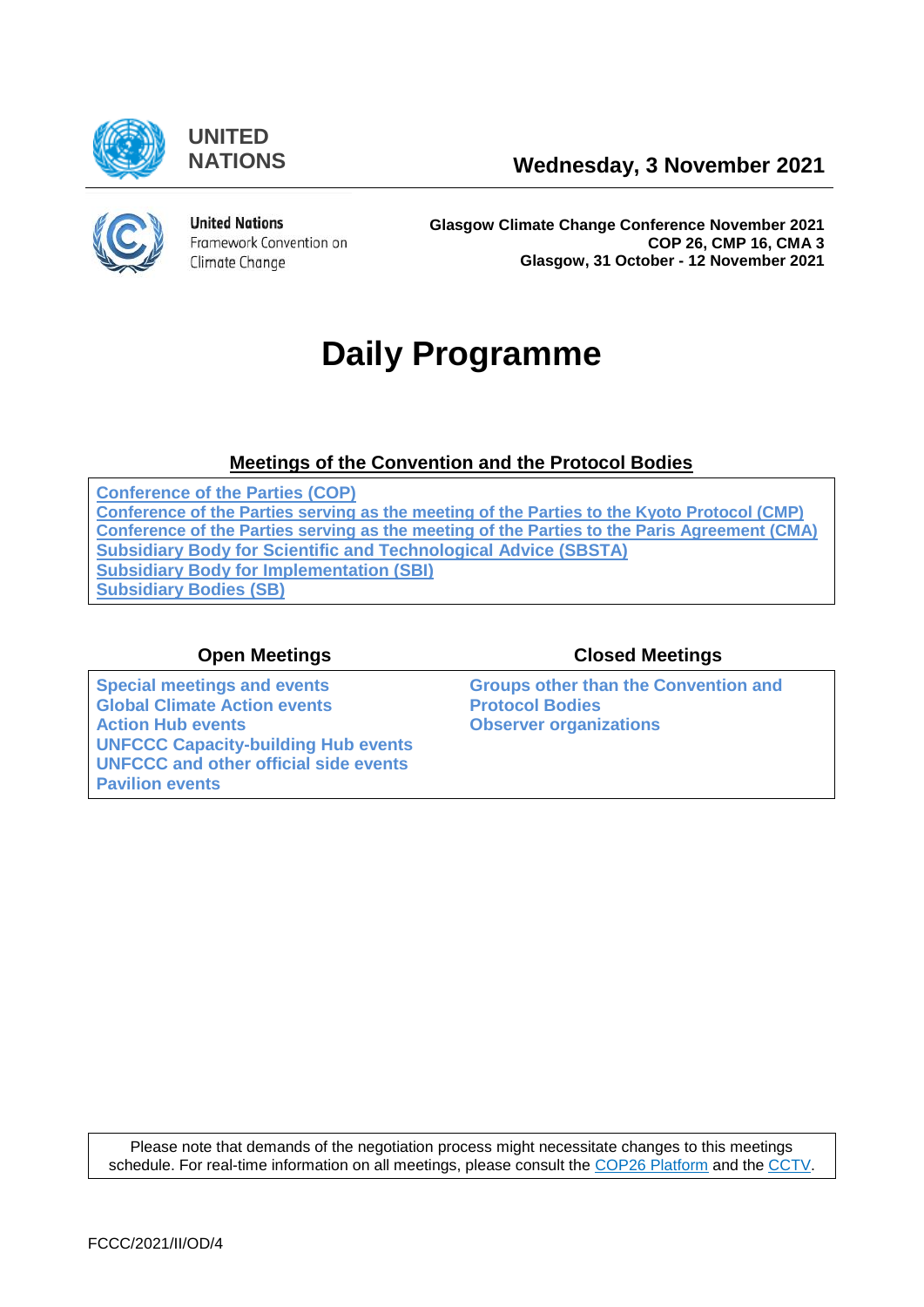UNITED NATIONS

**Wednesday, 3 November 2021**

United Nations Framework Convention on Climate Change

**Glasgow Climate Change Conference November 2021**
**COP 26, CMP 16, CMA 3**
**Glasgow, 31 October - 12 November 2021**

# Daily Programme

## Meetings of the Convention and the Protocol Bodies

- Conference of the Parties (COP)
- Conference of the Parties serving as the meeting of the Parties to the Kyoto Protocol (CMP)
- Conference of the Parties serving as the meeting of the Parties to the Paris Agreement (CMA)
- Subsidiary Body for Scientific and Technological Advice (SBSTA)
- Subsidiary Body for Implementation (SBI)
- Subsidiary Bodies (SB)

### Open Meetings

- Special meetings and events
- Global Climate Action events
- Action Hub events
- UNFCCC Capacity-building Hub events
- UNFCCC and other official side events
- Pavilion events

### Closed Meetings

- Groups other than the Convention and Protocol Bodies
- Observer organizations

Please note that demands of the negotiation process might necessitate changes to this meetings schedule. For real-time information on all meetings, please consult the COP26 Platform and the CCTV.

FCCC/2021/II/OD/4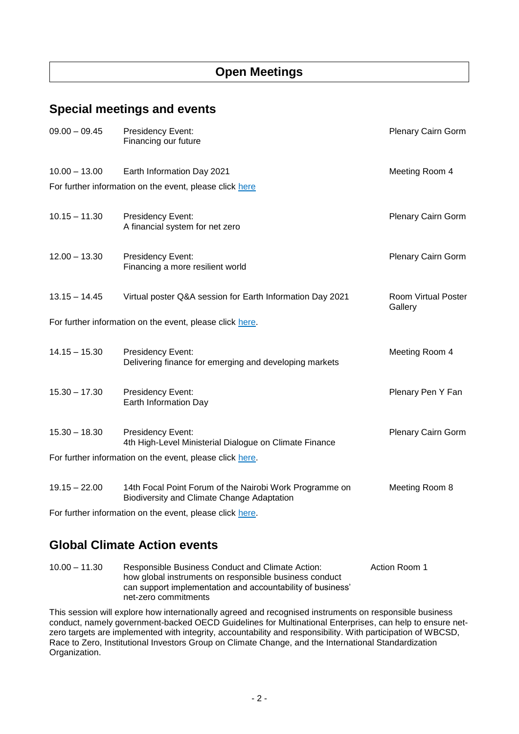# Open Meetings

## Special meetings and events

| | | |
|---|---|---|
| 09.00 – 09.45 | Presidency Event: Financing our future | Plenary Cairn Gorm |
| 10.00 – 13.00 | Earth Information Day 2021 | Meeting Room 4 |

For further information on the event, please click here

| | | |
|---|---|---|
| 10.15 – 11.30 | Presidency Event: A financial system for net zero | Plenary Cairn Gorm |
| 12.00 – 13.30 | Presidency Event: Financing a more resilient world | Plenary Cairn Gorm |
| 13.15 – 14.45 | Virtual poster Q&A session for Earth Information Day 2021 | Room Virtual Poster Gallery |

For further information on the event, please click here.

| | | |
|---|---|---|
| 14.15 – 15.30 | Presidency Event: Delivering finance for emerging and developing markets | Meeting Room 4 |
| 15.30 – 17.30 | Presidency Event: Earth Information Day | Plenary Pen Y Fan |
| 15.30 – 18.30 | Presidency Event: 4th High-Level Ministerial Dialogue on Climate Finance | Plenary Cairn Gorm |

For further information on the event, please click here.

| | | |
|---|---|---|
| 19.15 – 22.00 | 14th Focal Point Forum of the Nairobi Work Programme on Biodiversity and Climate Change Adaptation | Meeting Room 8 |

For further information on the event, please click here.

## Global Climate Action events

| | | |
|---|---|---|
| 10.00 – 11.30 | Responsible Business Conduct and Climate Action: how global instruments on responsible business conduct can support implementation and accountability of business' net-zero commitments | Action Room 1 |

This session will explore how internationally agreed and recognised instruments on responsible business conduct, namely government-backed OECD Guidelines for Multinational Enterprises, can help to ensure net-zero targets are implemented with integrity, accountability and responsibility. With participation of WBCSD, Race to Zero, Institutional Investors Group on Climate Change, and the International Standardization Organization.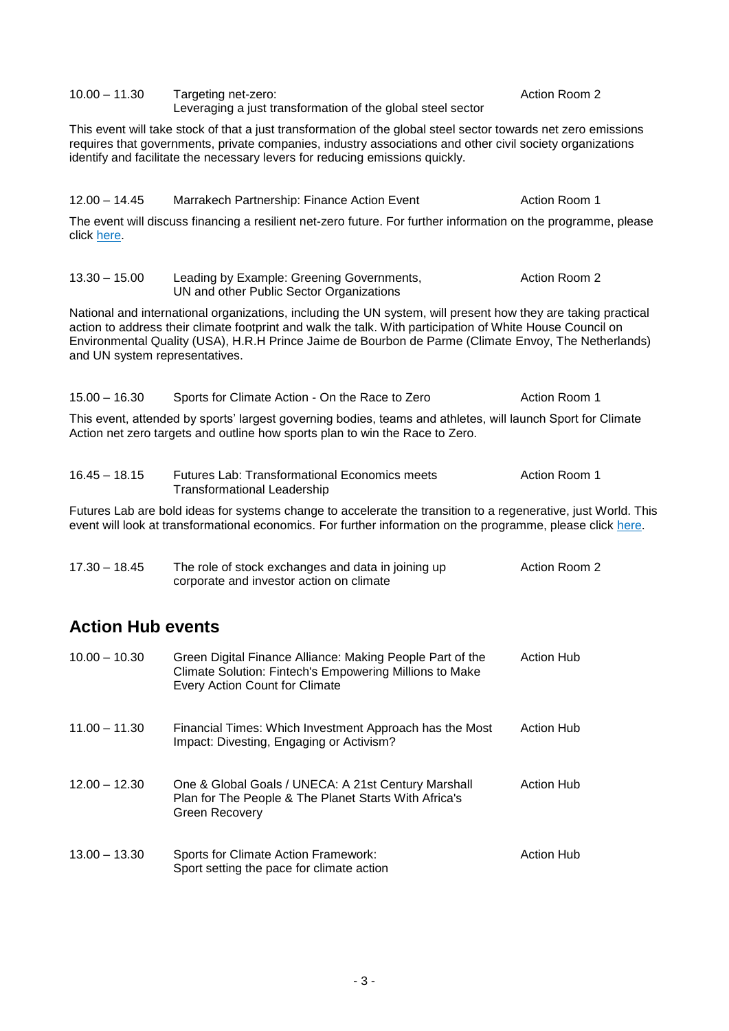| | | |
|---|---|---|
| 10.00 – 11.30 | Targeting net-zero: Leveraging a just transformation of the global steel sector | Action Room 2 |

This event will take stock of that a just transformation of the global steel sector towards net zero emissions requires that governments, private companies, industry associations and other civil society organizations identify and facilitate the necessary levers for reducing emissions quickly.

| | | |
|---|---|---|
| 12.00 – 14.45 | Marrakech Partnership: Finance Action Event | Action Room 1 |

The event will discuss financing a resilient net-zero future. For further information on the programme, please click here.

| | | |
|---|---|---|
| 13.30 – 15.00 | Leading by Example: Greening Governments, UN and other Public Sector Organizations | Action Room 2 |

National and international organizations, including the UN system, will present how they are taking practical action to address their climate footprint and walk the talk. With participation of White House Council on Environmental Quality (USA), H.R.H Prince Jaime de Bourbon de Parme (Climate Envoy, The Netherlands) and UN system representatives.

| | | |
|---|---|---|
| 15.00 – 16.30 | Sports for Climate Action - On the Race to Zero | Action Room 1 |

This event, attended by sports' largest governing bodies, teams and athletes, will launch Sport for Climate Action net zero targets and outline how sports plan to win the Race to Zero.

| | | |
|---|---|---|
| 16.45 – 18.15 | Futures Lab: Transformational Economics meets Transformational Leadership | Action Room 1 |

Futures Lab are bold ideas for systems change to accelerate the transition to a regenerative, just World. This event will look at transformational economics. For further information on the programme, please click here.

| | | |
|---|---|---|
| 17.30 – 18.45 | The role of stock exchanges and data in joining up corporate and investor action on climate | Action Room 2 |

## Action Hub events

| | | |
|---|---|---|
| 10.00 – 10.30 | Green Digital Finance Alliance: Making People Part of the Climate Solution: Fintech's Empowering Millions to Make Every Action Count for Climate | Action Hub |
| 11.00 – 11.30 | Financial Times: Which Investment Approach has the Most Impact: Divesting, Engaging or Activism? | Action Hub |
| 12.00 – 12.30 | One & Global Goals / UNECA: A 21st Century Marshall Plan for The People & The Planet Starts With Africa's Green Recovery | Action Hub |
| 13.00 – 13.30 | Sports for Climate Action Framework: Sport setting the pace for climate action | Action Hub |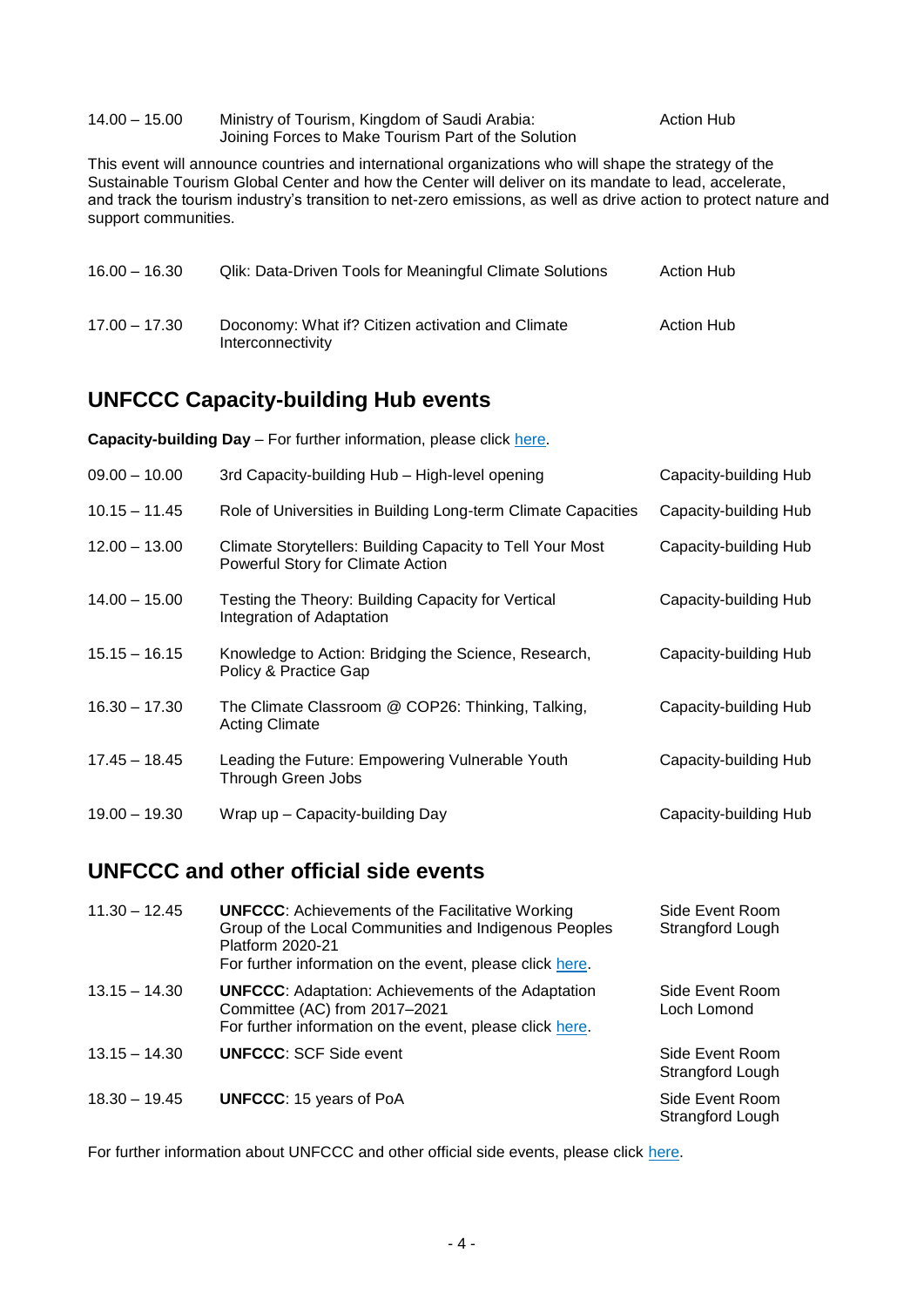| | | |
|---|---|---|
| 14.00 – 15.00 | Ministry of Tourism, Kingdom of Saudi Arabia: Joining Forces to Make Tourism Part of the Solution | Action Hub |

This event will announce countries and international organizations who will shape the strategy of the Sustainable Tourism Global Center and how the Center will deliver on its mandate to lead, accelerate, and track the tourism industry's transition to net-zero emissions, as well as drive action to protect nature and support communities.

| | | |
|---|---|---|
| 16.00 – 16.30 | Qlik: Data-Driven Tools for Meaningful Climate Solutions | Action Hub |
| 17.00 – 17.30 | Doconomy: What if? Citizen activation and Climate Interconnectivity | Action Hub |

## UNFCCC Capacity-building Hub events

**Capacity-building Day** – For further information, please click here.

| | | |
|---|---|---|
| 09.00 – 10.00 | 3rd Capacity-building Hub – High-level opening | Capacity-building Hub |
| 10.15 – 11.45 | Role of Universities in Building Long-term Climate Capacities | Capacity-building Hub |
| 12.00 – 13.00 | Climate Storytellers: Building Capacity to Tell Your Most Powerful Story for Climate Action | Capacity-building Hub |
| 14.00 – 15.00 | Testing the Theory: Building Capacity for Vertical Integration of Adaptation | Capacity-building Hub |
| 15.15 – 16.15 | Knowledge to Action: Bridging the Science, Research, Policy & Practice Gap | Capacity-building Hub |
| 16.30 – 17.30 | The Climate Classroom @ COP26: Thinking, Talking, Acting Climate | Capacity-building Hub |
| 17.45 – 18.45 | Leading the Future: Empowering Vulnerable Youth Through Green Jobs | Capacity-building Hub |
| 19.00 – 19.30 | Wrap up – Capacity-building Day | Capacity-building Hub |

## UNFCCC and other official side events

| | | |
|---|---|---|
| 11.30 – 12.45 | **UNFCCC**: Achievements of the Facilitative Working Group of the Local Communities and Indigenous Peoples Platform 2020-21<br>For further information on the event, please click here. | Side Event Room Strangford Lough |
| 13.15 – 14.30 | **UNFCCC**: Adaptation: Achievements of the Adaptation Committee (AC) from 2017–2021<br>For further information on the event, please click here. | Side Event Room Loch Lomond |
| 13.15 – 14.30 | **UNFCCC**: SCF Side event | Side Event Room Strangford Lough |
| 18.30 – 19.45 | **UNFCCC**: 15 years of PoA | Side Event Room Strangford Lough |

For further information about UNFCCC and other official side events, please click here.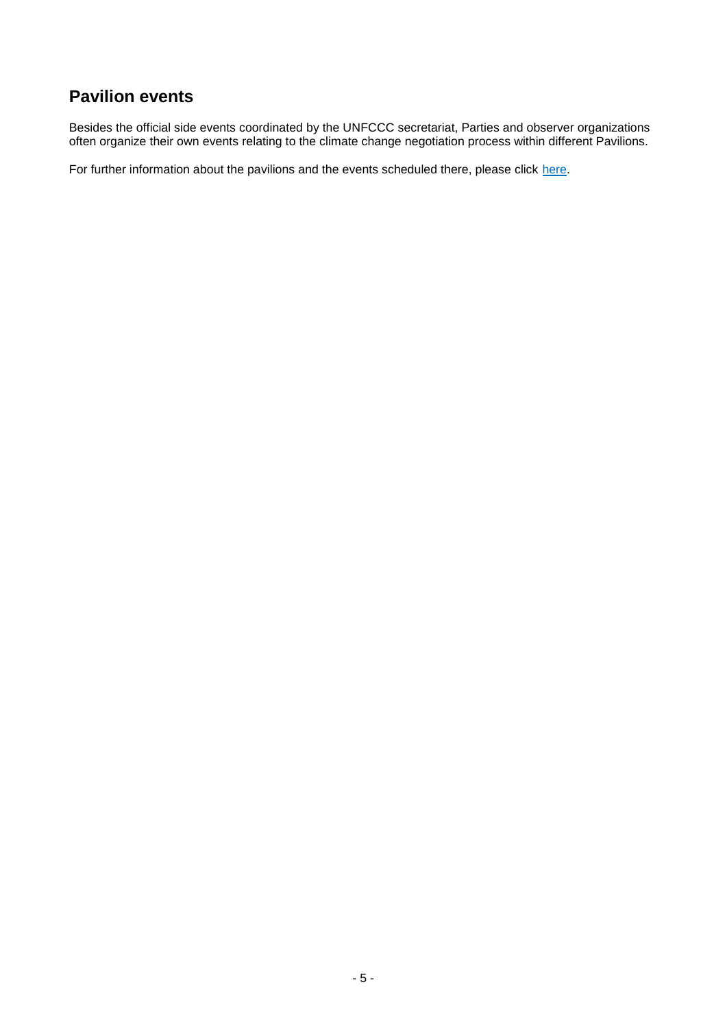## Pavilion events

Besides the official side events coordinated by the UNFCCC secretariat, Parties and observer organizations often organize their own events relating to the climate change negotiation process within different Pavilions.

For further information about the pavilions and the events scheduled there, please click here.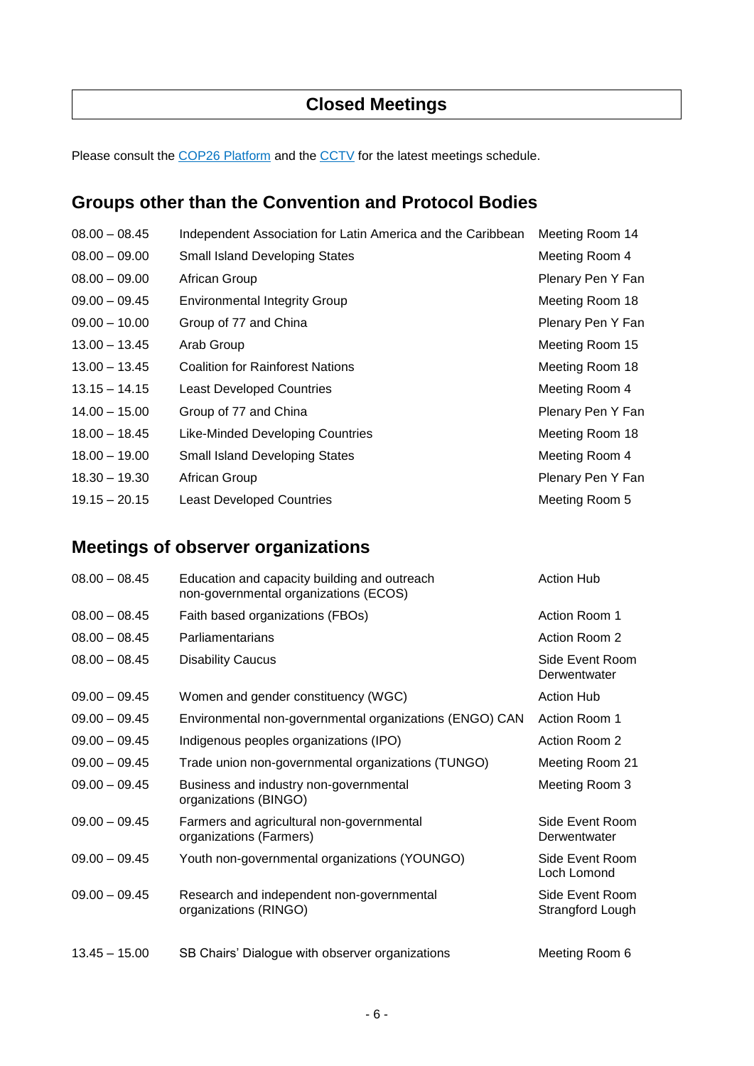# Closed Meetings

Please consult the [COP26 Platform]() and the [CCTV]() for the latest meetings schedule.

## Groups other than the Convention and Protocol Bodies

| | | |
|---|---|---|
| 08.00 – 08.45 | Independent Association for Latin America and the Caribbean | Meeting Room 14 |
| 08.00 – 09.00 | Small Island Developing States | Meeting Room 4 |
| 08.00 – 09.00 | African Group | Plenary Pen Y Fan |
| 09.00 – 09.45 | Environmental Integrity Group | Meeting Room 18 |
| 09.00 – 10.00 | Group of 77 and China | Plenary Pen Y Fan |
| 13.00 – 13.45 | Arab Group | Meeting Room 15 |
| 13.00 – 13.45 | Coalition for Rainforest Nations | Meeting Room 18 |
| 13.15 – 14.15 | Least Developed Countries | Meeting Room 4 |
| 14.00 – 15.00 | Group of 77 and China | Plenary Pen Y Fan |
| 18.00 – 18.45 | Like-Minded Developing Countries | Meeting Room 18 |
| 18.00 – 19.00 | Small Island Developing States | Meeting Room 4 |
| 18.30 – 19.30 | African Group | Plenary Pen Y Fan |
| 19.15 – 20.15 | Least Developed Countries | Meeting Room 5 |

## Meetings of observer organizations

| | | |
|---|---|---|
| 08.00 – 08.45 | Education and capacity building and outreach non-governmental organizations (ECOS) | Action Hub |
| 08.00 – 08.45 | Faith based organizations (FBOs) | Action Room 1 |
| 08.00 – 08.45 | Parliamentarians | Action Room 2 |
| 08.00 – 08.45 | Disability Caucus | Side Event Room Derwentwater |
| 09.00 – 09.45 | Women and gender constituency (WGC) | Action Hub |
| 09.00 – 09.45 | Environmental non-governmental organizations (ENGO) CAN | Action Room 1 |
| 09.00 – 09.45 | Indigenous peoples organizations (IPO) | Action Room 2 |
| 09.00 – 09.45 | Trade union non-governmental organizations (TUNGO) | Meeting Room 21 |
| 09.00 – 09.45 | Business and industry non-governmental organizations (BINGO) | Meeting Room 3 |
| 09.00 – 09.45 | Farmers and agricultural non-governmental organizations (Farmers) | Side Event Room Derwentwater |
| 09.00 – 09.45 | Youth non-governmental organizations (YOUNGO) | Side Event Room Loch Lomond |
| 09.00 – 09.45 | Research and independent non-governmental organizations (RINGO) | Side Event Room Strangford Lough |
| 13.45 – 15.00 | SB Chairs' Dialogue with observer organizations | Meeting Room 6 |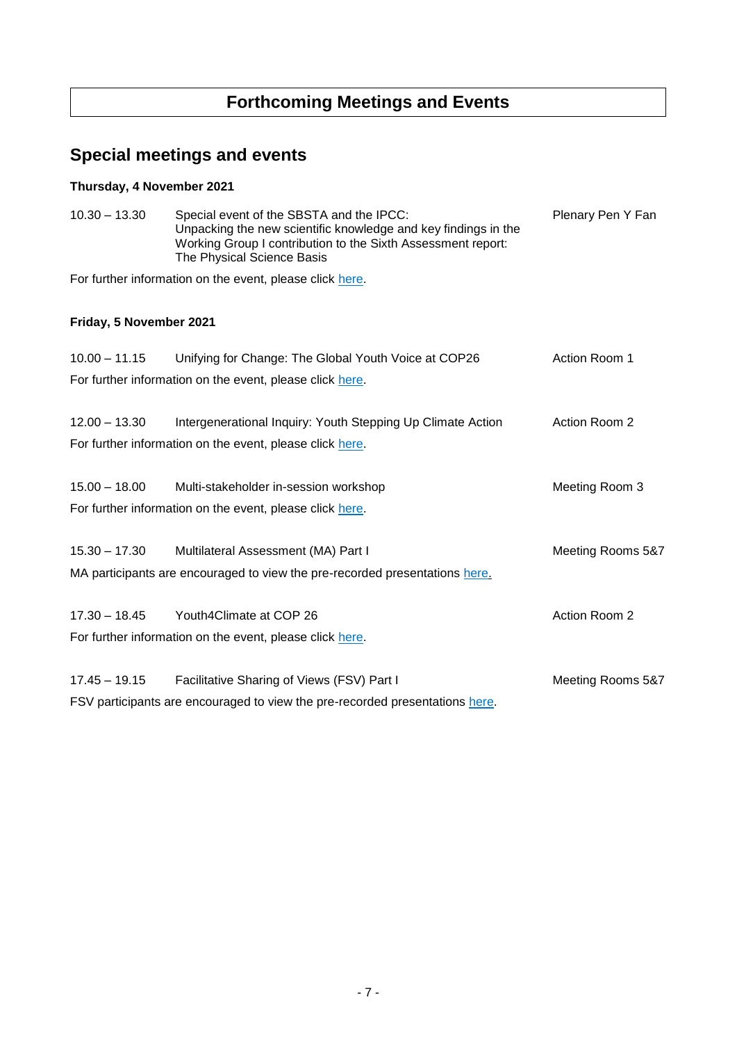# Forthcoming Meetings and Events

## Special meetings and events

**Thursday, 4 November 2021**

| Time | Event | Location |
|---|---|---|
| 10.30 – 13.30 | Special event of the SBSTA and the IPCC: Unpacking the new scientific knowledge and key findings in the Working Group I contribution to the Sixth Assessment report: The Physical Science Basis | Plenary Pen Y Fan |

For further information on the event, please click here.

**Friday, 5 November 2021**

| Time | Event | Location |
|---|---|---|
| 10.00 – 11.15 | Unifying for Change: The Global Youth Voice at COP26 | Action Room 1 |

For further information on the event, please click here.

| Time | Event | Location |
|---|---|---|
| 12.00 – 13.30 | Intergenerational Inquiry: Youth Stepping Up Climate Action | Action Room 2 |

For further information on the event, please click here.

| Time | Event | Location |
|---|---|---|
| 15.00 – 18.00 | Multi-stakeholder in-session workshop | Meeting Room 3 |

For further information on the event, please click here.

| Time | Event | Location |
|---|---|---|
| 15.30 – 17.30 | Multilateral Assessment (MA) Part I | Meeting Rooms 5&7 |

MA participants are encouraged to view the pre-recorded presentations here.

| Time | Event | Location |
|---|---|---|
| 17.30 – 18.45 | Youth4Climate at COP 26 | Action Room 2 |

For further information on the event, please click here.

| Time | Event | Location |
|---|---|---|
| 17.45 – 19.15 | Facilitative Sharing of Views (FSV) Part I | Meeting Rooms 5&7 |

FSV participants are encouraged to view the pre-recorded presentations here.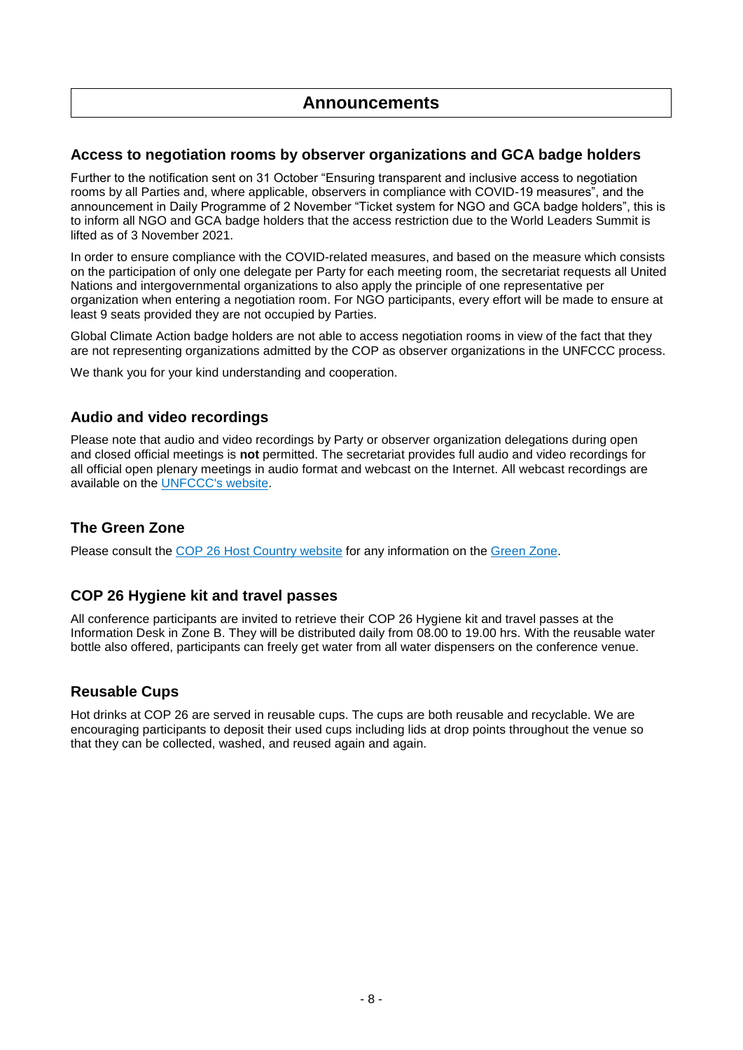# Announcements

## Access to negotiation rooms by observer organizations and GCA badge holders

Further to the notification sent on 31 October "Ensuring transparent and inclusive access to negotiation rooms by all Parties and, where applicable, observers in compliance with COVID-19 measures", and the announcement in Daily Programme of 2 November "Ticket system for NGO and GCA badge holders", this is to inform all NGO and GCA badge holders that the access restriction due to the World Leaders Summit is lifted as of 3 November 2021.

In order to ensure compliance with the COVID-related measures, and based on the measure which consists on the participation of only one delegate per Party for each meeting room, the secretariat requests all United Nations and intergovernmental organizations to also apply the principle of one representative per organization when entering a negotiation room. For NGO participants, every effort will be made to ensure at least 9 seats provided they are not occupied by Parties.

Global Climate Action badge holders are not able to access negotiation rooms in view of the fact that they are not representing organizations admitted by the COP as observer organizations in the UNFCCC process.

We thank you for your kind understanding and cooperation.

## Audio and video recordings

Please note that audio and video recordings by Party or observer organization delegations during open and closed official meetings is **not** permitted. The secretariat provides full audio and video recordings for all official open plenary meetings in audio format and webcast on the Internet. All webcast recordings are available on the UNFCCC's website.

## The Green Zone

Please consult the COP 26 Host Country website for any information on the Green Zone.

## COP 26 Hygiene kit and travel passes

All conference participants are invited to retrieve their COP 26 Hygiene kit and travel passes at the Information Desk in Zone B. They will be distributed daily from 08.00 to 19.00 hrs. With the reusable water bottle also offered, participants can freely get water from all water dispensers on the conference venue.

## Reusable Cups

Hot drinks at COP 26 are served in reusable cups. The cups are both reusable and recyclable. We are encouraging participants to deposit their used cups including lids at drop points throughout the venue so that they can be collected, washed, and reused again and again.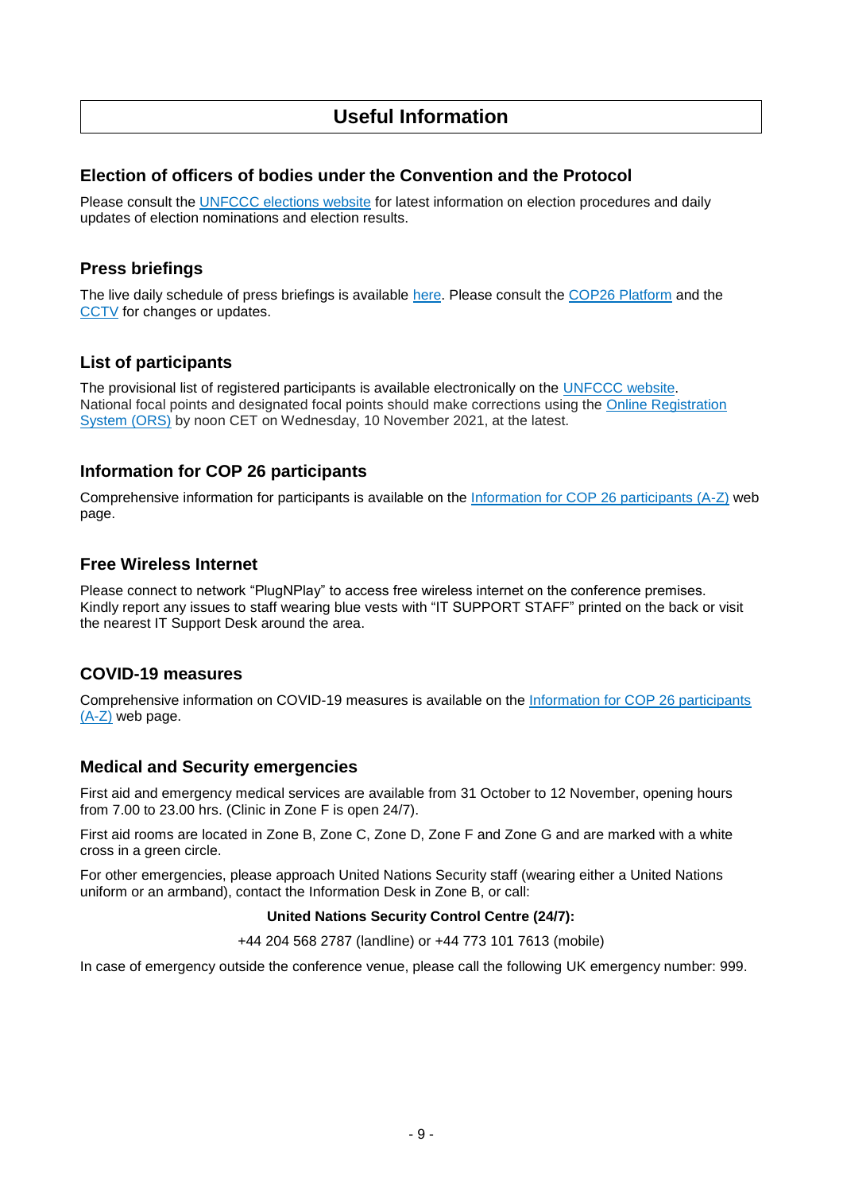# Useful Information

## Election of officers of bodies under the Convention and the Protocol

Please consult the UNFCCC elections website for latest information on election procedures and daily updates of election nominations and election results.

## Press briefings

The live daily schedule of press briefings is available here. Please consult the COP26 Platform and the CCTV for changes or updates.

## List of participants

The provisional list of registered participants is available electronically on the UNFCCC website. National focal points and designated focal points should make corrections using the Online Registration System (ORS) by noon CET on Wednesday, 10 November 2021, at the latest.

## Information for COP 26 participants

Comprehensive information for participants is available on the Information for COP 26 participants (A-Z) web page.

## Free Wireless Internet

Please connect to network "PlugNPlay" to access free wireless internet on the conference premises. Kindly report any issues to staff wearing blue vests with "IT SUPPORT STAFF" printed on the back or visit the nearest IT Support Desk around the area.

## COVID-19 measures

Comprehensive information on COVID-19 measures is available on the Information for COP 26 participants (A-Z) web page.

## Medical and Security emergencies

First aid and emergency medical services are available from 31 October to 12 November, opening hours from 7.00 to 23.00 hrs. (Clinic in Zone F is open 24/7).

First aid rooms are located in Zone B, Zone C, Zone D, Zone F and Zone G and are marked with a white cross in a green circle.

For other emergencies, please approach United Nations Security staff (wearing either a United Nations uniform or an armband), contact the Information Desk in Zone B, or call:

**United Nations Security Control Centre (24/7):**

+44 204 568 2787 (landline) or +44 773 101 7613 (mobile)

In case of emergency outside the conference venue, please call the following UK emergency number: 999.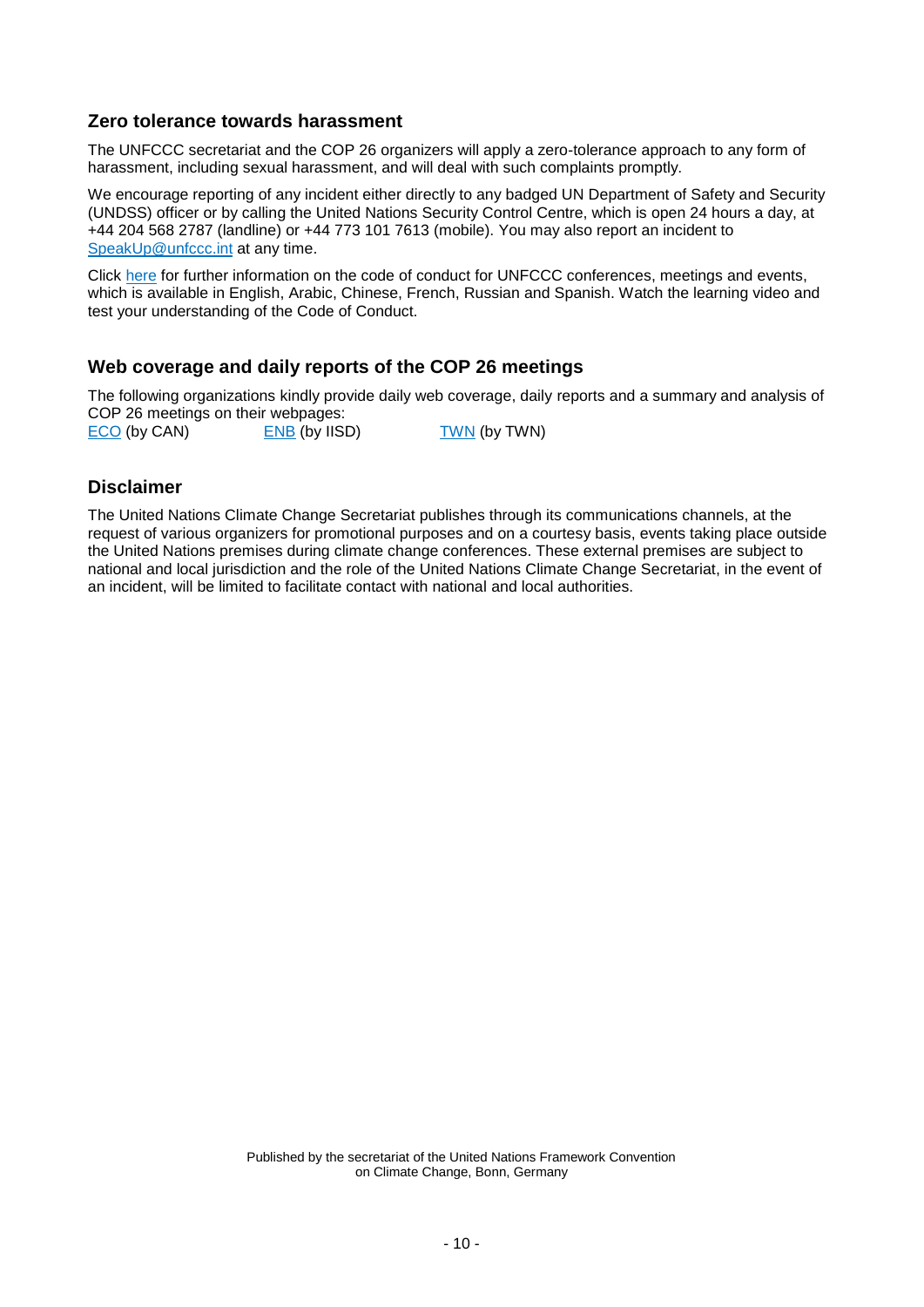## Zero tolerance towards harassment

The UNFCCC secretariat and the COP 26 organizers will apply a zero-tolerance approach to any form of harassment, including sexual harassment, and will deal with such complaints promptly.

We encourage reporting of any incident either directly to any badged UN Department of Safety and Security (UNDSS) officer or by calling the United Nations Security Control Centre, which is open 24 hours a day, at +44 204 568 2787 (landline) or +44 773 101 7613 (mobile). You may also report an incident to SpeakUp@unfccc.int at any time.

Click here for further information on the code of conduct for UNFCCC conferences, meetings and events, which is available in English, Arabic, Chinese, French, Russian and Spanish. Watch the learning video and test your understanding of the Code of Conduct.

## Web coverage and daily reports of the COP 26 meetings

The following organizations kindly provide daily web coverage, daily reports and a summary and analysis of COP 26 meetings on their webpages:

ECO (by CAN) ENB (by IISD) TWN (by TWN)

## Disclaimer

The United Nations Climate Change Secretariat publishes through its communications channels, at the request of various organizers for promotional purposes and on a courtesy basis, events taking place outside the United Nations premises during climate change conferences. These external premises are subject to national and local jurisdiction and the role of the United Nations Climate Change Secretariat, in the event of an incident, will be limited to facilitate contact with national and local authorities.

Published by the secretariat of the United Nations Framework Convention on Climate Change, Bonn, Germany